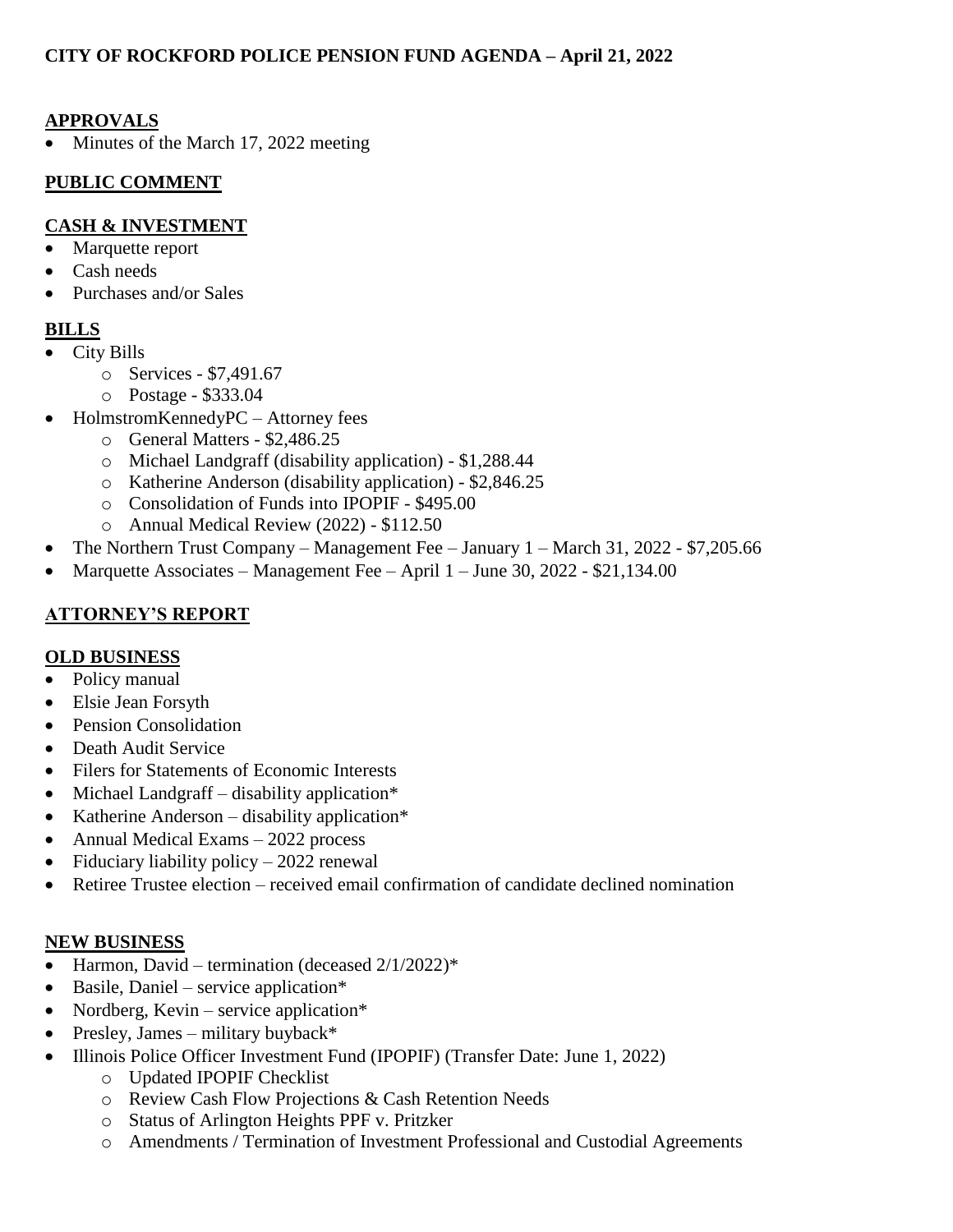**CITY OF ROCKFORD POLICE PENSION FUND AGENDA – April 21, 2022**

**APPROVALS**

- Minutes of the March 17, 2022 meeting

**PUBLIC COMMENT**

**CASH & INVESTMENT**

- Marquette report
- Cash needs
- Purchases and/or Sales

**BILLS**

- City Bills
  - Services - $7,491.67
  - Postage - $333.04
- HolmstromKennedyPC – Attorney fees
  - General Matters - $2,486.25
  - Michael Landgraff (disability application) - $1,288.44
  - Katherine Anderson (disability application) - $2,846.25
  - Consolidation of Funds into IPOPIF - $495.00
  - Annual Medical Review (2022) - $112.50
- The Northern Trust Company – Management Fee – January 1 – March 31, 2022 - $7,205.66
- Marquette Associates – Management Fee – April 1 – June 30, 2022 - $21,134.00

**ATTORNEY'S REPORT**

**OLD BUSINESS**

- Policy manual
- Elsie Jean Forsyth
- Pension Consolidation
- Death Audit Service
- Filers for Statements of Economic Interests
- Michael Landgraff – disability application*
- Katherine Anderson – disability application*
- Annual Medical Exams – 2022 process
- Fiduciary liability policy – 2022 renewal
- Retiree Trustee election – received email confirmation of candidate declined nomination

**NEW BUSINESS**

- Harmon, David – termination (deceased 2/1/2022)*
- Basile, Daniel – service application*
- Nordberg, Kevin – service application*
- Presley, James – military buyback*
- Illinois Police Officer Investment Fund (IPOPIF) (Transfer Date: June 1, 2022)
  - Updated IPOPIF Checklist
  - Review Cash Flow Projections & Cash Retention Needs
  - Status of Arlington Heights PPF v. Pritzker
  - Amendments / Termination of Investment Professional and Custodial Agreements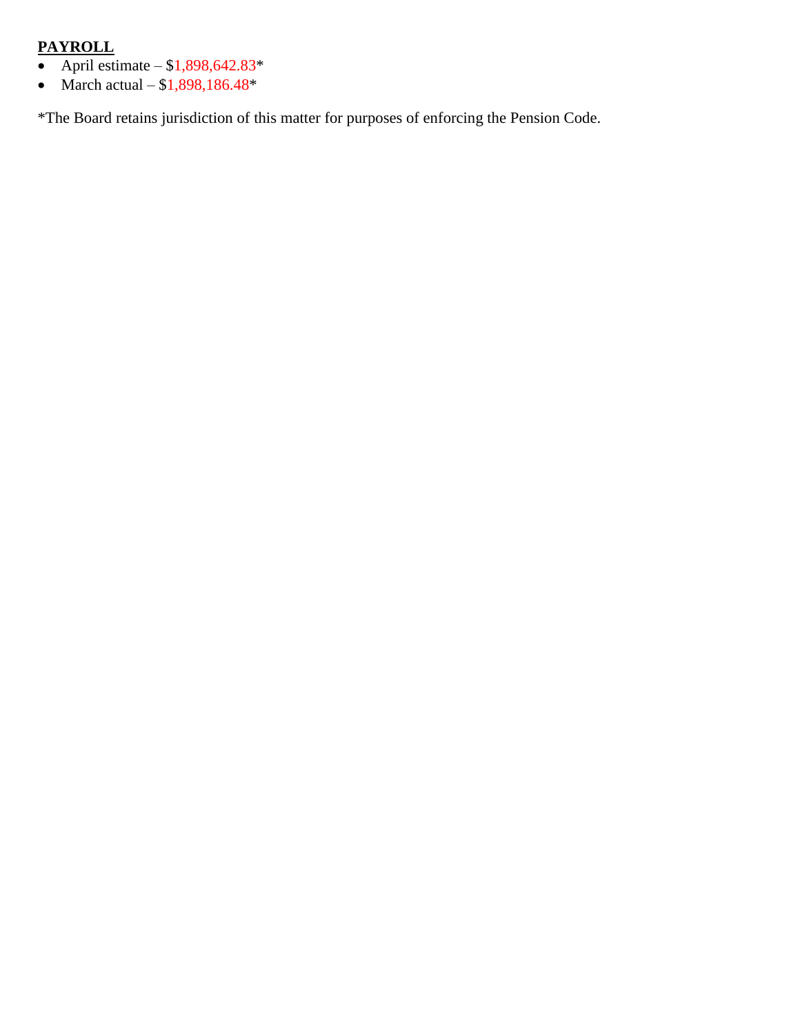**PAYROLL**

- April estimate – $1,898,642.83*
- March actual – $1,898,186.48*

*The Board retains jurisdiction of this matter for purposes of enforcing the Pension Code.